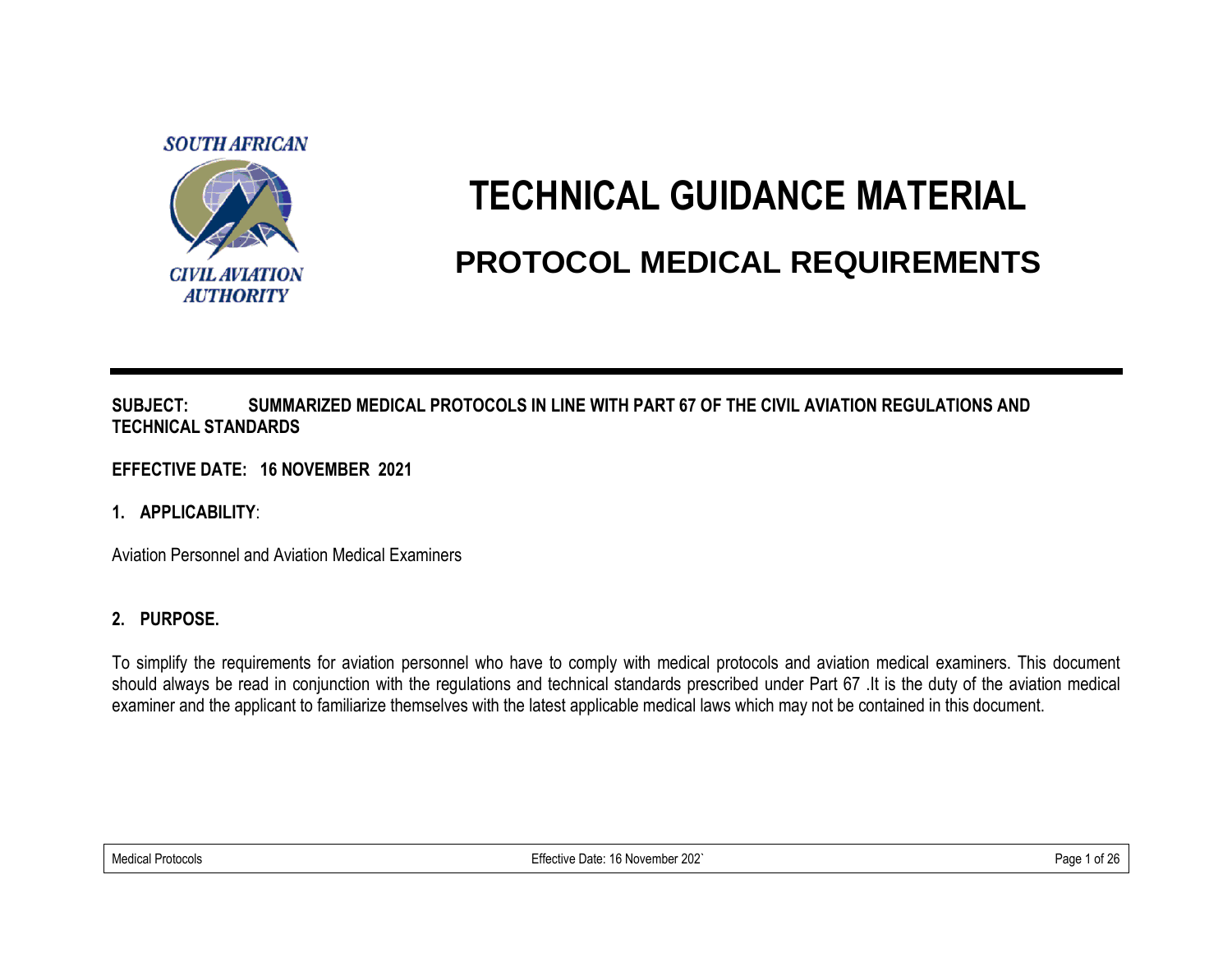SOUTH AFRICAN

CIVIL AVIATION AUTHORITY

# TECHNICAL GUIDANCE MATERIAL

## PROTOCOL MEDICAL REQUIREMENTS

**SUBJECT: SUMMARIZED MEDICAL PROTOCOLS IN LINE WITH PART 67 OF THE CIVIL AVIATION REGULATIONS AND TECHNICAL STANDARDS**

**EFFECTIVE DATE: 16 NOVEMBER 2021**

### 1. APPLICABILITY:

Aviation Personnel and Aviation Medical Examiners

### 2. PURPOSE.

To simplify the requirements for aviation personnel who have to comply with medical protocols and aviation medical examiners. This document should always be read in conjunction with the regulations and technical standards prescribed under Part 67 .It is the duty of the aviation medical examiner and the applicant to familiarize themselves with the latest applicable medical laws which may not be contained in this document.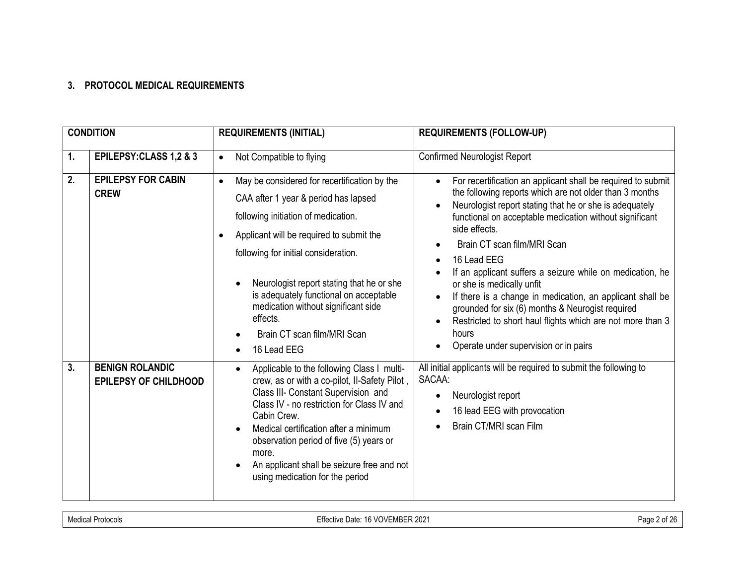## 3. PROTOCOL MEDICAL REQUIREMENTS

| CONDITION | | REQUIREMENTS (INITIAL) | REQUIREMENTS (FOLLOW-UP) |
|---|---|---|---|
| 1. | EPILEPSY:CLASS 1,2 & 3 | • Not Compatible to flying | Confirmed Neurologist Report |
| 2. | EPILEPSY FOR CABIN CREW | • May be considered for recertification by the CAA after 1 year & period has lapsed following initiation of medication.<br>• Applicant will be required to submit the following for initial consideration.<br>&nbsp;&nbsp;• Neurologist report stating that he or she is adequately functional on acceptable medication without significant side effects.<br>&nbsp;&nbsp;• Brain CT scan film/MRI Scan<br>&nbsp;&nbsp;• 16 Lead EEG | • For recertification an applicant shall be required to submit the following reports which are not older than 3 months<br>• Neurologist report stating that he or she is adequately functional on acceptable medication without significant side effects.<br>• Brain CT scan film/MRI Scan<br>• 16 Lead EEG<br>• If an applicant suffers a seizure while on medication, he or she is medically unfit<br>• If there is a change in medication, an applicant shall be grounded for six (6) months & Neurogist required<br>• Restricted to short haul flights which are not more than 3 hours<br>• Operate under supervision or in pairs |
| 3. | BENIGN ROLANDIC EPILEPSY OF CHILDHOOD | • Applicable to the following Class I multi-crew, as or with a co-pilot, II-Safety Pilot , Class III- Constant Supervision and Class IV - no restriction for Class IV and Cabin Crew.<br>• Medical certification after a minimum observation period of five (5) years or more.<br>• An applicant shall be seizure free and not using medication for the period | All initial applicants will be required to submit the following to SACAA:<br>• Neurologist report<br>• 16 lead EEG with provocation<br>• Brain CT/MRI scan Film |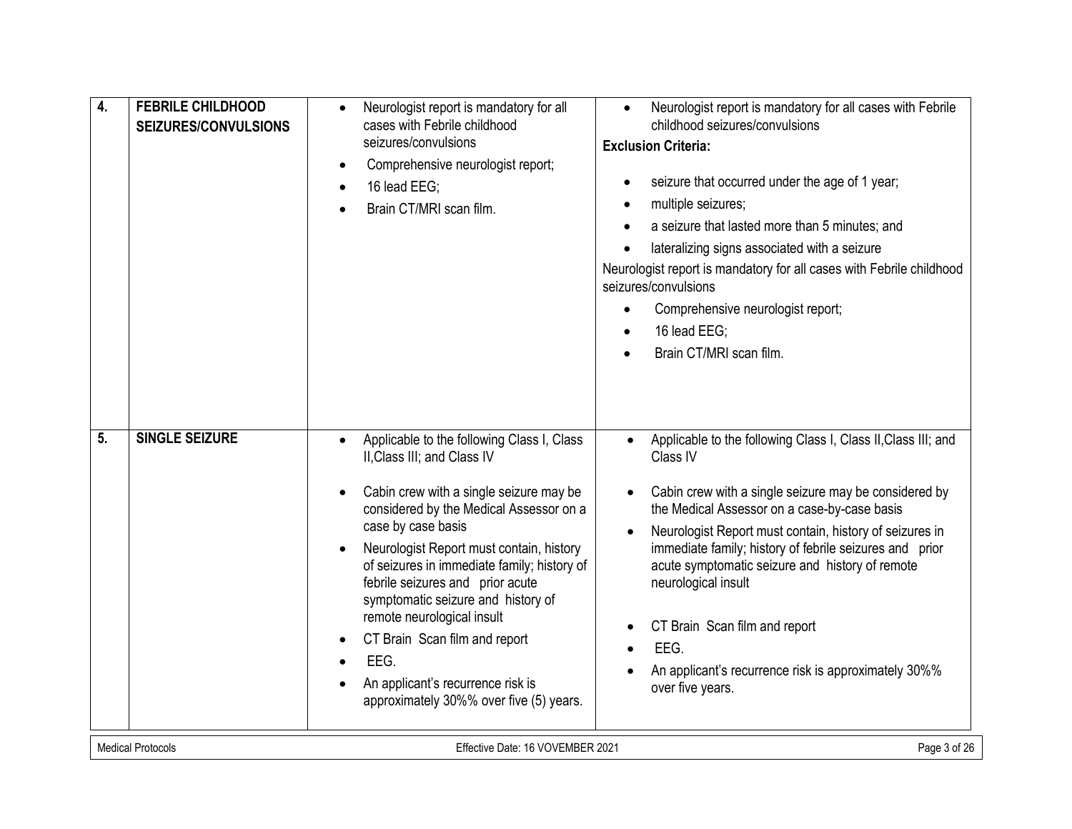| | | | |
|---|---|---|---|
| **4.** | **FEBRILE CHILDHOOD SEIZURES/CONVULSIONS** | • Neurologist report is mandatory for all cases with Febrile childhood seizures/convulsions<br>• Comprehensive neurologist report;<br>• 16 lead EEG;<br>• Brain CT/MRI scan film. | • Neurologist report is mandatory for all cases with Febrile childhood seizures/convulsions<br>**Exclusion Criteria:**<br>• seizure that occurred under the age of 1 year;<br>• multiple seizures;<br>• a seizure that lasted more than 5 minutes; and<br>• lateralizing signs associated with a seizure<br>Neurologist report is mandatory for all cases with Febrile childhood seizures/convulsions<br>• Comprehensive neurologist report;<br>• 16 lead EEG;<br>• Brain CT/MRI scan film. |
| **5.** | **SINGLE SEIZURE** | • Applicable to the following Class I, Class II,Class III; and Class IV<br>• Cabin crew with a single seizure may be considered by the Medical Assessor on a case by case basis<br>• Neurologist Report must contain, history of seizures in immediate family; history of febrile seizures and prior acute symptomatic seizure and history of remote neurological insult<br>• CT Brain Scan film and report<br>• EEG.<br>• An applicant's recurrence risk is approximately 30%% over five (5) years. | • Applicable to the following Class I, Class II,Class III; and Class IV<br>• Cabin crew with a single seizure may be considered by the Medical Assessor on a case-by-case basis<br>• Neurologist Report must contain, history of seizures in immediate family; history of febrile seizures and prior acute symptomatic seizure and history of remote neurological insult<br>• CT Brain Scan film and report<br>• EEG.<br>• An applicant's recurrence risk is approximately 30%% over five years. |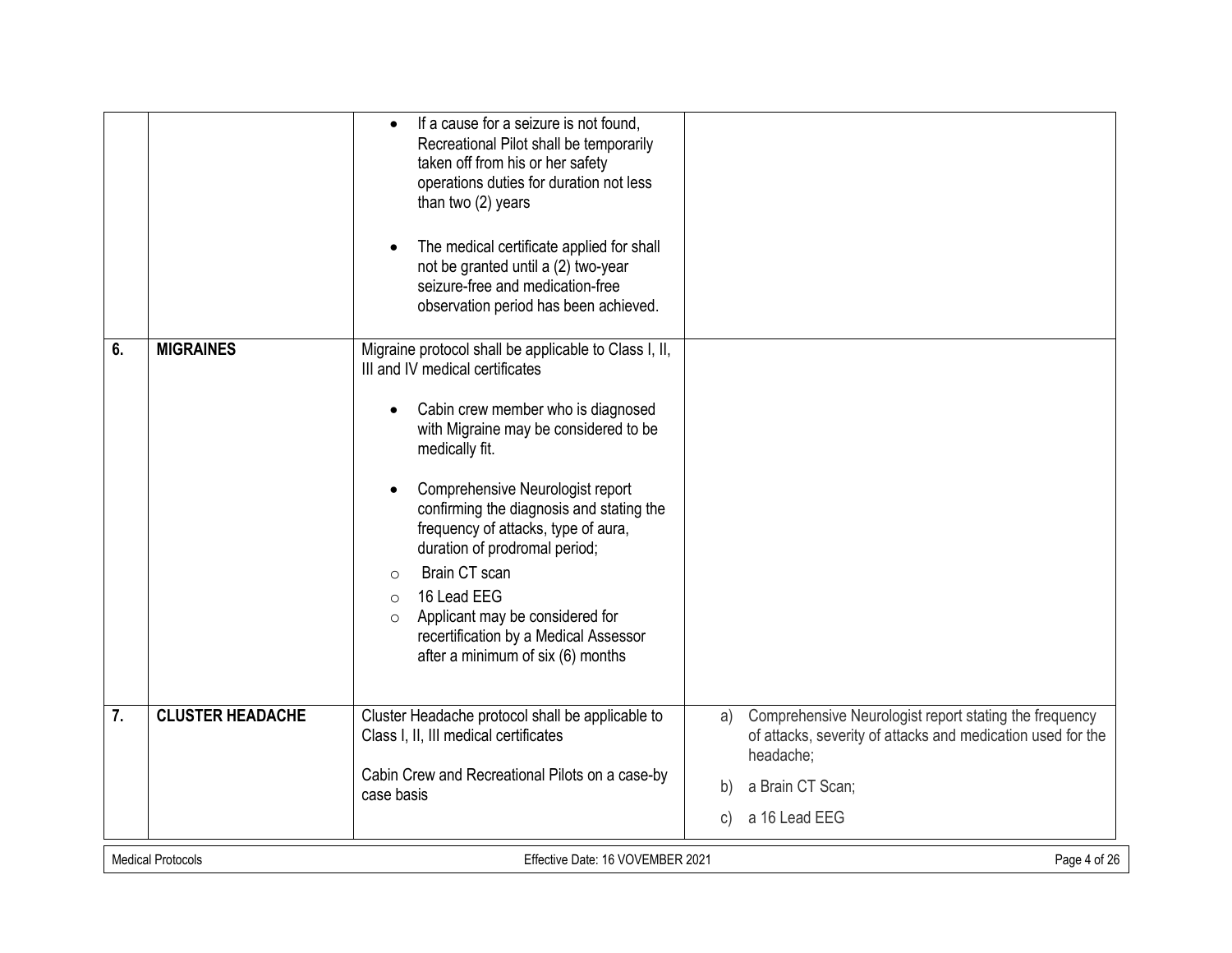|  |  |  |  |
| --- | --- | --- | --- |
|  |  | • If a cause for a seizure is not found, Recreational Pilot shall be temporarily taken off from his or her safety operations duties for duration not less than two (2) years<br><br>• The medical certificate applied for shall not be granted until a (2) two-year seizure-free and medication-free observation period has been achieved. |  |
| 6. | **MIGRAINES** | Migraine protocol shall be applicable to Class I, II, III and IV medical certificates<br><br>• Cabin crew member who is diagnosed with Migraine may be considered to be medically fit.<br><br>• Comprehensive Neurologist report confirming the diagnosis and stating the frequency of attacks, type of aura, duration of prodromal period;<br>○ Brain CT scan<br>○ 16 Lead EEG<br>○ Applicant may be considered for recertification by a Medical Assessor after a minimum of six (6) months |  |
| 7. | **CLUSTER HEADACHE** | Cluster Headache protocol shall be applicable to Class I, II, III medical certificates<br><br>Cabin Crew and Recreational Pilots on a case-by case basis | a) Comprehensive Neurologist report stating the frequency of attacks, severity of attacks and medication used for the headache;<br>b) a Brain CT Scan;<br>c) a 16 Lead EEG |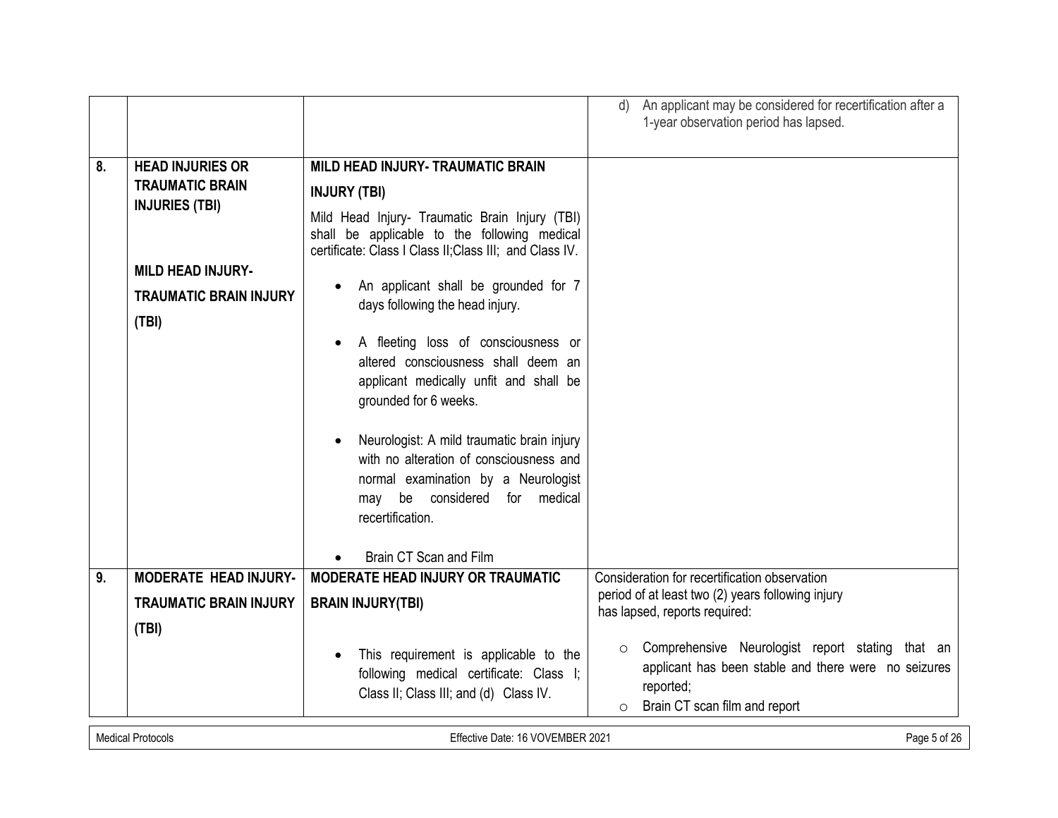| | | | |
|---|---|---|---|
| | | | d) An applicant may be considered for recertification after a 1-year observation period has lapsed. |
| 8. | **HEAD INJURIES OR TRAUMATIC BRAIN INJURIES (TBI)**<br><br>**MILD HEAD INJURY- TRAUMATIC BRAIN INJURY (TBI)** | **MILD HEAD INJURY- TRAUMATIC BRAIN INJURY (TBI)**<br><br>Mild Head Injury- Traumatic Brain Injury (TBI) shall be applicable to the following medical certificate: Class I Class II;Class III; and Class IV.<br><br>• An applicant shall be grounded for 7 days following the head injury.<br><br>• A fleeting loss of consciousness or altered consciousness shall deem an applicant medically unfit and shall be grounded for 6 weeks.<br><br>• Neurologist: A mild traumatic brain injury with no alteration of consciousness and normal examination by a Neurologist may be considered for medical recertification.<br><br>• Brain CT Scan and Film | |
| 9. | **MODERATE HEAD INJURY- TRAUMATIC BRAIN INJURY (TBI)** | **MODERATE HEAD INJURY OR TRAUMATIC BRAIN INJURY(TBI)**<br><br>• This requirement is applicable to the following medical certificate: Class I; Class II; Class III; and (d) Class IV. | Consideration for recertification observation period of at least two (2) years following injury has lapsed, reports required:<br><br>○ Comprehensive Neurologist report stating that an applicant has been stable and there were no seizures reported;<br>○ Brain CT scan film and report |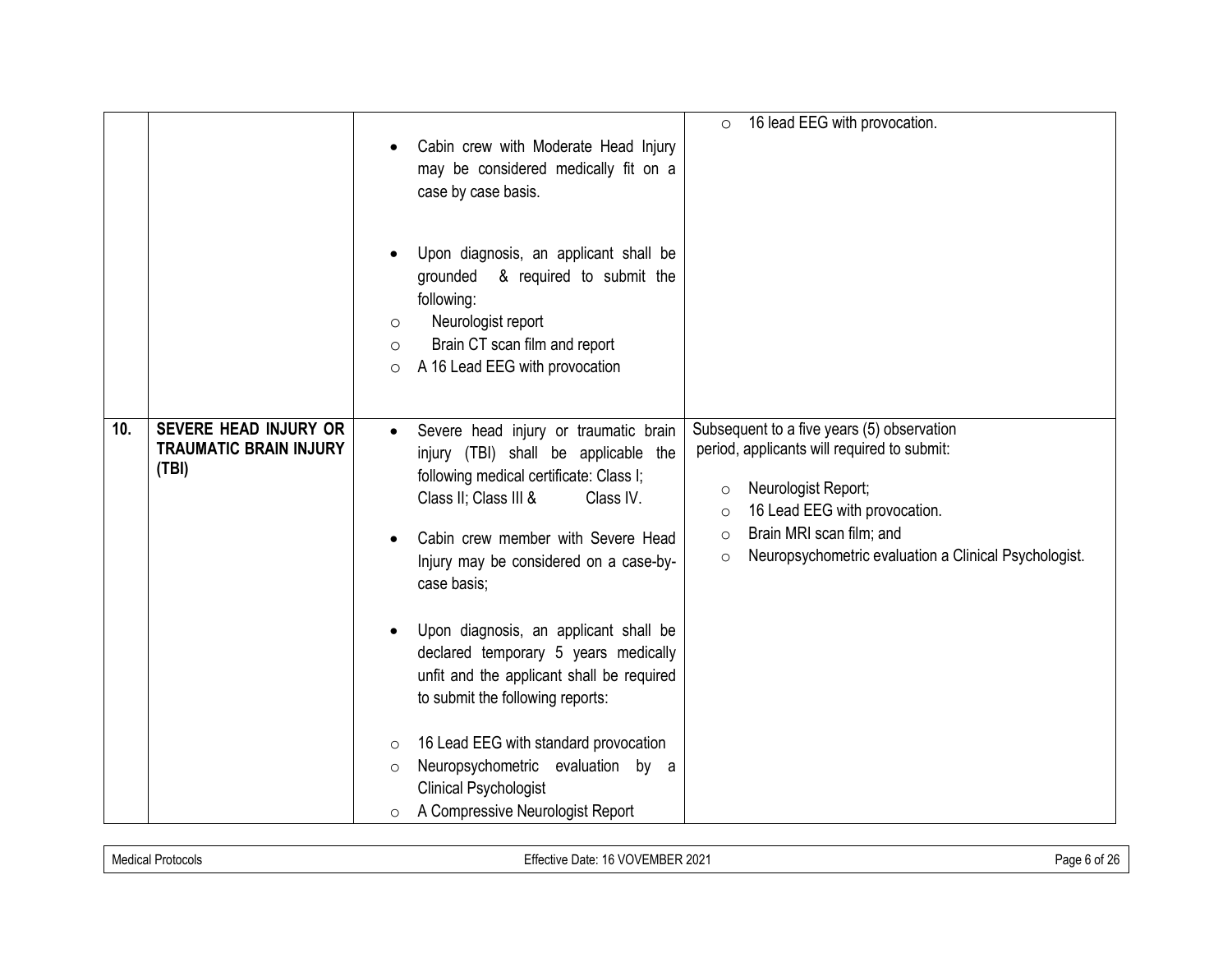| | | | |
|---|---|---|---|
| | | • Cabin crew with Moderate Head Injury may be considered medically fit on a case by case basis.<br><br>• Upon diagnosis, an applicant shall be grounded & required to submit the following:<br>○ Neurologist report<br>○ Brain CT scan film and report<br>○ A 16 Lead EEG with provocation | ○ 16 lead EEG with provocation. |
| **10.** | **SEVERE HEAD INJURY OR TRAUMATIC BRAIN INJURY (TBI)** | • Severe head injury or traumatic brain injury (TBI) shall be applicable the following medical certificate: Class I; Class II; Class III & Class IV.<br><br>• Cabin crew member with Severe Head Injury may be considered on a case-by-case basis;<br><br>• Upon diagnosis, an applicant shall be declared temporary 5 years medically unfit and the applicant shall be required to submit the following reports:<br><br>○ 16 Lead EEG with standard provocation<br>○ Neuropsychometric evaluation by a Clinical Psychologist<br>○ A Compressive Neurologist Report | Subsequent to a five years (5) observation period, applicants will required to submit:<br><br>○ Neurologist Report;<br>○ 16 Lead EEG with provocation.<br>○ Brain MRI scan film; and<br>○ Neuropsychometric evaluation a Clinical Psychologist. |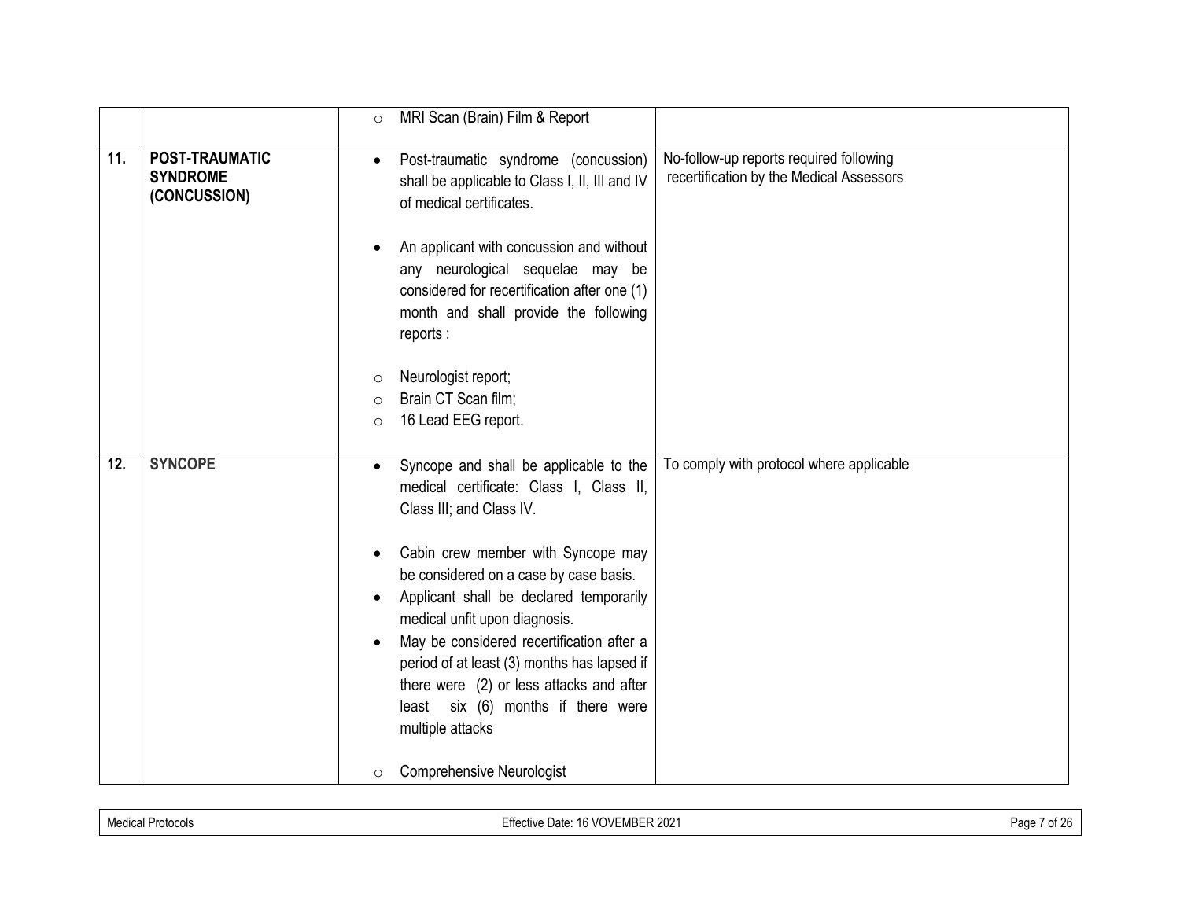| | | | |
|---|---|---|---|
| | | ○ MRI Scan (Brain) Film & Report | |
| **11.** | **POST-TRAUMATIC SYNDROME (CONCUSSION)** | • Post-traumatic syndrome (concussion) shall be applicable to Class I, II, III and IV of medical certificates.<br><br>• An applicant with concussion and without any neurological sequelae may be considered for recertification after one (1) month and shall provide the following reports :<br><br>○ Neurologist report;<br>○ Brain CT Scan film;<br>○ 16 Lead EEG report. | No-follow-up reports required following recertification by the Medical Assessors |
| **12.** | **SYNCOPE** | • Syncope and shall be applicable to the medical certificate: Class I, Class II, Class III; and Class IV.<br><br>• Cabin crew member with Syncope may be considered on a case by case basis.<br>• Applicant shall be declared temporarily medical unfit upon diagnosis.<br>• May be considered recertification after a period of at least (3) months has lapsed if there were (2) or less attacks and after least six (6) months if there were multiple attacks<br><br>○ Comprehensive Neurologist | To comply with protocol where applicable |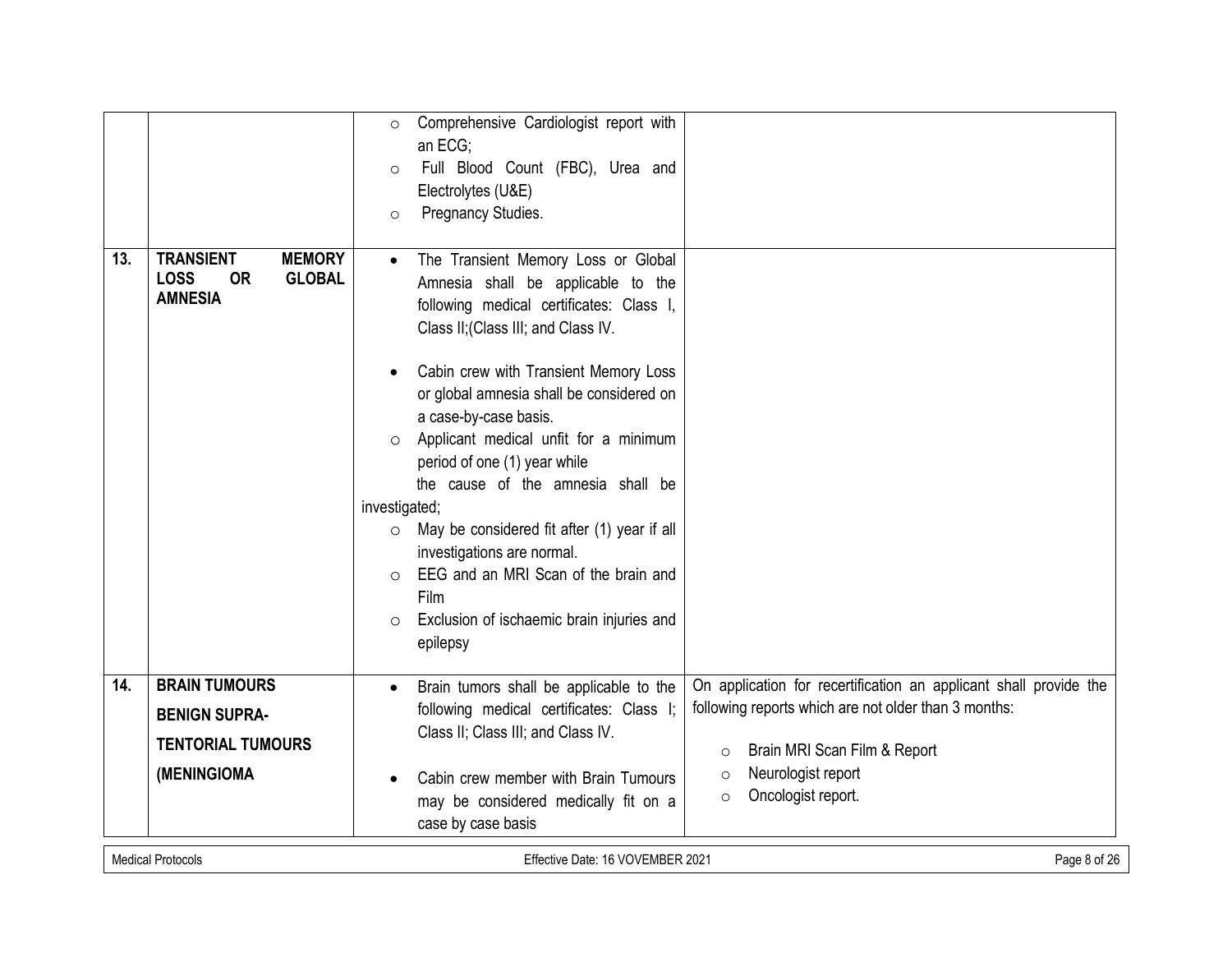| | | | |
|---|---|---|---|
| | | ○ Comprehensive Cardiologist report with an ECG;<br>○ Full Blood Count (FBC), Urea and Electrolytes (U&E)<br>○ Pregnancy Studies. | |
| 13. | **TRANSIENT MEMORY LOSS OR GLOBAL AMNESIA** | • The Transient Memory Loss or Global Amnesia shall be applicable to the following medical certificates: Class I, Class II;(Class III; and Class IV.<br><br>• Cabin crew with Transient Memory Loss or global amnesia shall be considered on a case-by-case basis.<br>○ Applicant medical unfit for a minimum period of one (1) year while the cause of the amnesia shall be investigated;<br>○ May be considered fit after (1) year if all investigations are normal.<br>○ EEG and an MRI Scan of the brain and Film<br>○ Exclusion of ischaemic brain injuries and epilepsy | |
| 14. | **BRAIN TUMOURS**<br>**BENIGN SUPRA-TENTORIAL TUMOURS**<br>**(MENINGIOMA** | • Brain tumors shall be applicable to the following medical certificates: Class I; Class II; Class III; and Class IV.<br><br>• Cabin crew member with Brain Tumours may be considered medically fit on a case by case basis | On application for recertification an applicant shall provide the following reports which are not older than 3 months:<br>○ Brain MRI Scan Film & Report<br>○ Neurologist report<br>○ Oncologist report. |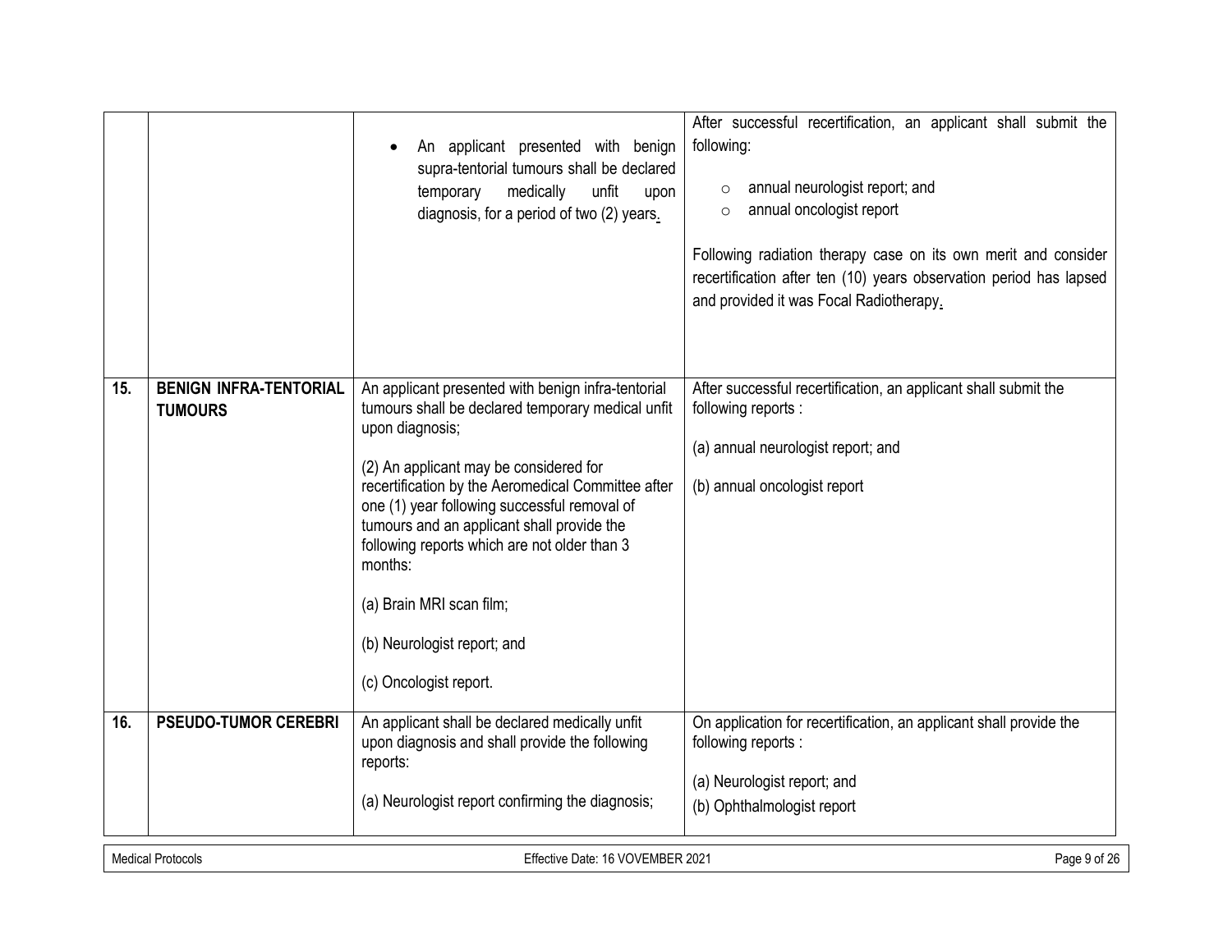| | | | |
|---|---|---|---|
| | | • An applicant presented with benign supra-tentorial tumours shall be declared temporary medically unfit upon diagnosis, for a period of two (2) years. | After successful recertification, an applicant shall submit the following:<br><br>○ annual neurologist report; and<br>○ annual oncologist report<br><br>Following radiation therapy case on its own merit and consider recertification after ten (10) years observation period has lapsed and provided it was Focal Radiotherapy. |
| **15.** | **BENIGN INFRA-TENTORIAL TUMOURS** | An applicant presented with benign infra-tentorial tumours shall be declared temporary medical unfit upon diagnosis;<br><br>(2) An applicant may be considered for recertification by the Aeromedical Committee after one (1) year following successful removal of tumours and an applicant shall provide the following reports which are not older than 3 months:<br><br>(a) Brain MRI scan film;<br><br>(b) Neurologist report; and<br><br>(c) Oncologist report. | After successful recertification, an applicant shall submit the following reports :<br><br>(a) annual neurologist report; and<br><br>(b) annual oncologist report |
| **16.** | **PSEUDO-TUMOR CEREBRI** | An applicant shall be declared medically unfit upon diagnosis and shall provide the following reports:<br><br>(a) Neurologist report confirming the diagnosis; | On application for recertification, an applicant shall provide the following reports :<br><br>(a) Neurologist report; and<br>(b) Ophthalmologist report |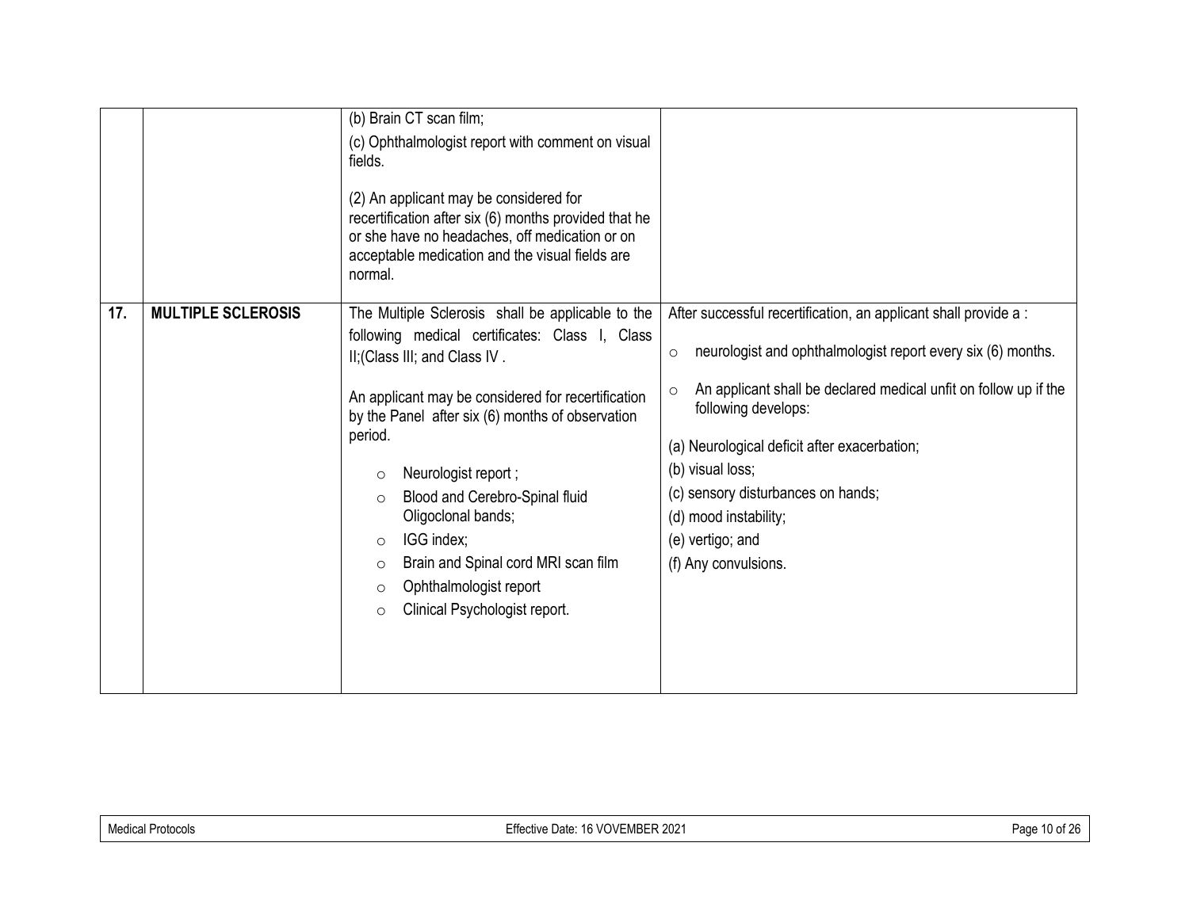|  |  |  |  |
|---|---|---|---|
|  |  | (b) Brain CT scan film;<br>(c) Ophthalmologist report with comment on visual fields.<br><br>(2) An applicant may be considered for recertification after six (6) months provided that he or she have no headaches, off medication or on acceptable medication and the visual fields are normal. |  |
| **17.** | **MULTIPLE SCLEROSIS** | The Multiple Sclerosis shall be applicable to the following medical certificates: Class I, Class II;(Class III; and Class IV .<br><br>An applicant may be considered for recertification by the Panel after six (6) months of observation period.<br><br>○ Neurologist report ;<br>○ Blood and Cerebro-Spinal fluid Oligoclonal bands;<br>○ IGG index;<br>○ Brain and Spinal cord MRI scan film<br>○ Ophthalmologist report<br>○ Clinical Psychologist report. | After successful recertification, an applicant shall provide a :<br><br>○ neurologist and ophthalmologist report every six (6) months.<br>○ An applicant shall be declared medical unfit on follow up if the following develops:<br><br>(a) Neurological deficit after exacerbation;<br>(b) visual loss;<br>(c) sensory disturbances on hands;<br>(d) mood instability;<br>(e) vertigo; and<br>(f) Any convulsions. |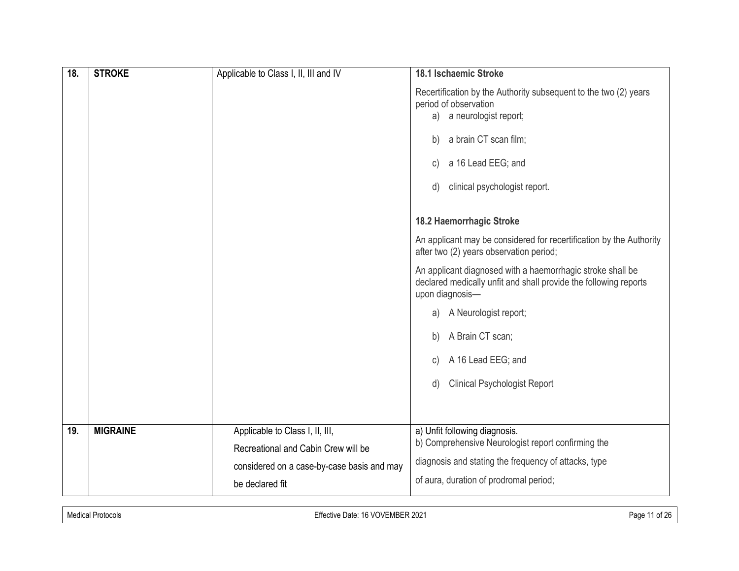| 18. | STROKE | Applicable to Class I, II, III and IV | **18.1 Ischaemic Stroke**<br><br>Recertification by the Authority subsequent to the two (2) years period of observation<br>a) a neurologist report;<br>b) a brain CT scan film;<br>c) a 16 Lead EEG; and<br>d) clinical psychologist report.<br><br>**18.2 Haemorrhagic Stroke**<br><br>An applicant may be considered for recertification by the Authority after two (2) years observation period;<br><br>An applicant diagnosed with a haemorrhagic stroke shall be declared medically unfit and shall provide the following reports upon diagnosis—<br>a) A Neurologist report;<br>b) A Brain CT scan;<br>c) A 16 Lead EEG; and<br>d) Clinical Psychologist Report |
|---|---|---|---|
| 19. | MIGRAINE | Applicable to Class I, II, III, Recreational and Cabin Crew will be considered on a case-by-case basis and may be declared fit | a) Unfit following diagnosis.<br>b) Comprehensive Neurologist report confirming the diagnosis and stating the frequency of attacks, type of aura, duration of prodromal period; |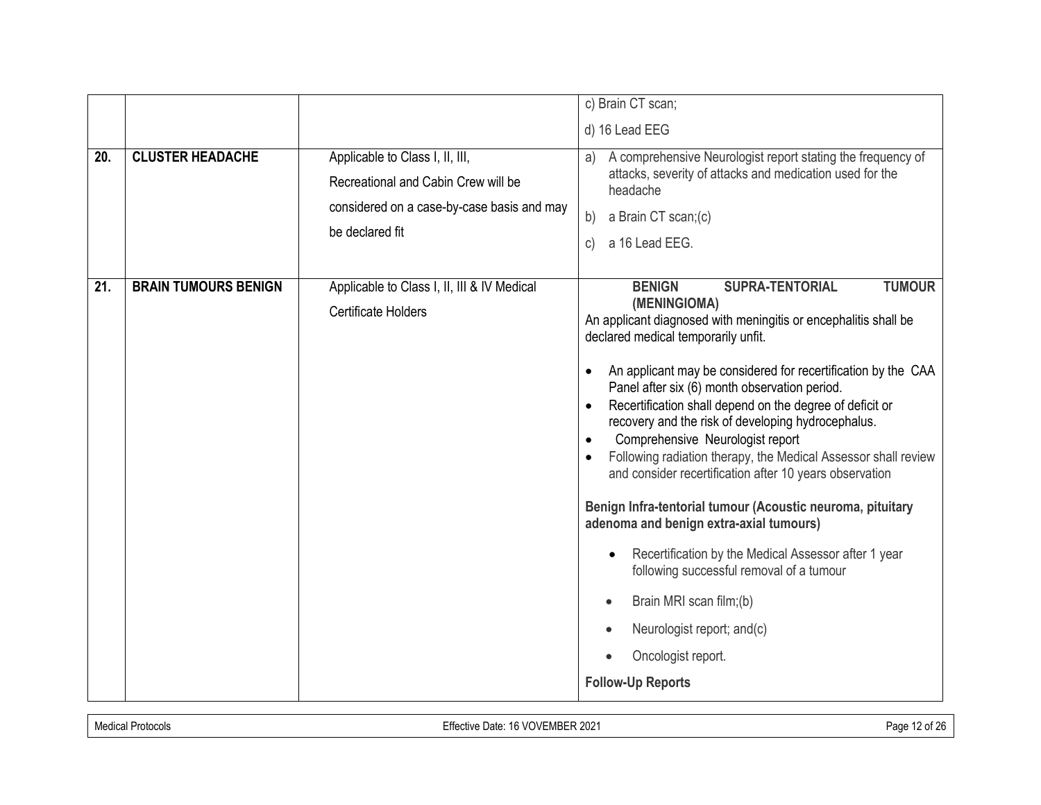|  |  |  | c) Brain CT scan;<br>d) 16 Lead EEG |
|---|---|---|---|
| **20.** | **CLUSTER HEADACHE** | Applicable to Class I, II, III, Recreational and Cabin Crew will be considered on a case-by-case basis and may be declared fit | a) A comprehensive Neurologist report stating the frequency of attacks, severity of attacks and medication used for the headache<br>b) a Brain CT scan;(c)<br>c) a 16 Lead EEG. |
| **21.** | **BRAIN TUMOURS BENIGN** | Applicable to Class I, II, III & IV Medical Certificate Holders | **BENIGN SUPRA-TENTORIAL TUMOUR (MENINGIOMA)**<br>An applicant diagnosed with meningitis or encephalitis shall be declared medical temporarily unfit.<br>• An applicant may be considered for recertification by the CAA Panel after six (6) month observation period.<br>• Recertification shall depend on the degree of deficit or recovery and the risk of developing hydrocephalus.<br>• Comprehensive Neurologist report<br>• Following radiation therapy, the Medical Assessor shall review and consider recertification after 10 years observation<br>**Benign Infra-tentorial tumour (Acoustic neuroma, pituitary adenoma and benign extra-axial tumours)**<br>• Recertification by the Medical Assessor after 1 year following successful removal of a tumour<br>• Brain MRI scan film;(b)<br>• Neurologist report; and(c)<br>• Oncologist report.<br>**Follow-Up Reports** |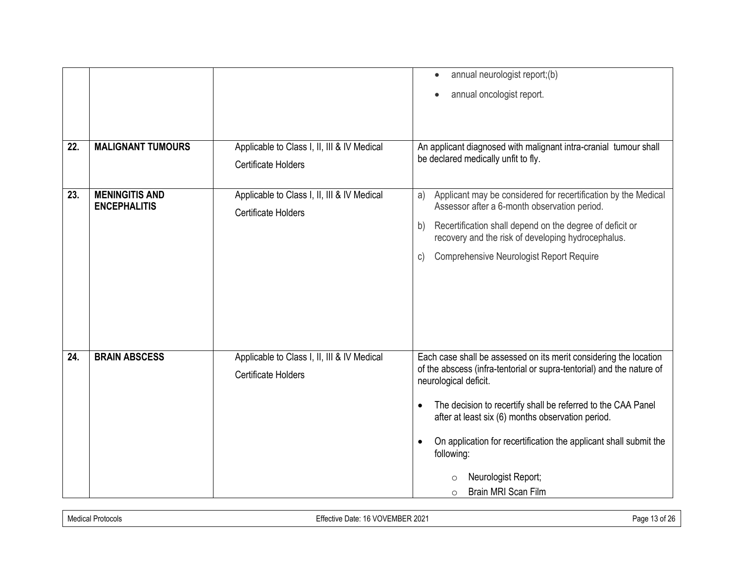| | | | |
|---|---|---|---|
| | | | • annual neurologist report;(b)<br>• annual oncologist report. |
| **22.** | **MALIGNANT TUMOURS** | Applicable to Class I, II, III & IV Medical Certificate Holders | An applicant diagnosed with malignant intra-cranial tumour shall be declared medically unfit to fly. |
| **23.** | **MENINGITIS AND ENCEPHALITIS** | Applicable to Class I, II, III & IV Medical Certificate Holders | a) Applicant may be considered for recertification by the Medical Assessor after a 6-month observation period.<br>b) Recertification shall depend on the degree of deficit or recovery and the risk of developing hydrocephalus.<br>c) Comprehensive Neurologist Report Require |
| **24.** | **BRAIN ABSCESS** | Applicable to Class I, II, III & IV Medical Certificate Holders | Each case shall be assessed on its merit considering the location of the abscess (infra-tentorial or supra-tentorial) and the nature of neurological deficit.<br>• The decision to recertify shall be referred to the CAA Panel after at least six (6) months observation period.<br>• On application for recertification the applicant shall submit the following:<br>&nbsp;&nbsp;&nbsp;&nbsp;○ Neurologist Report;<br>&nbsp;&nbsp;&nbsp;&nbsp;○ Brain MRI Scan Film |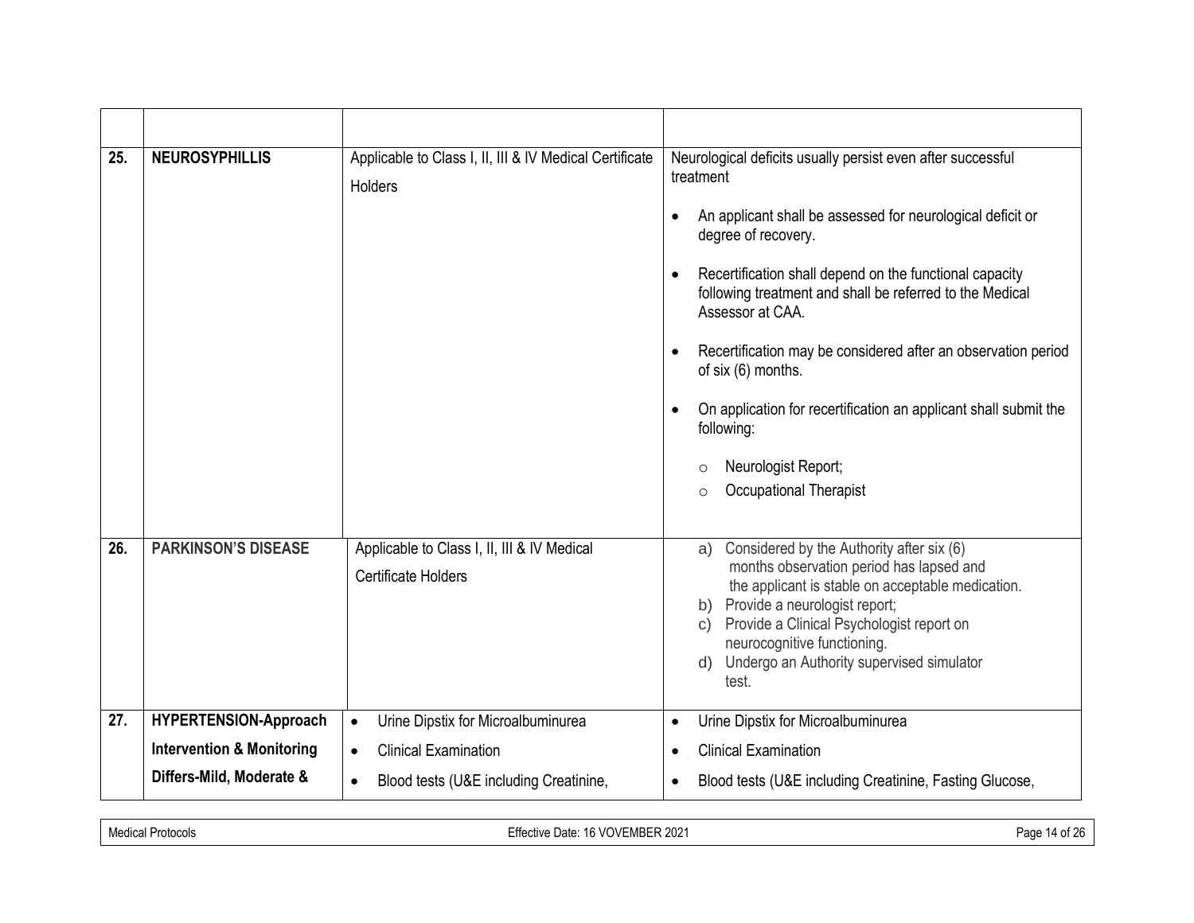| | | | |
|---|---|---|---|
| 25. | **NEUROSYPHILLIS** | Applicable to Class I, II, III & IV Medical Certificate Holders | Neurological deficits usually persist even after successful treatment<br><br>• An applicant shall be assessed for neurological deficit or degree of recovery.<br><br>• Recertification shall depend on the functional capacity following treatment and shall be referred to the Medical Assessor at CAA.<br><br>• Recertification may be considered after an observation period of six (6) months.<br><br>• On application for recertification an applicant shall submit the following:<br><br>  ○ Neurologist Report;<br>  ○ Occupational Therapist |
| 26. | **PARKINSON'S DISEASE** | Applicable to Class I, II, III & IV Medical Certificate Holders | a) Considered by the Authority after six (6) months observation period has lapsed and the applicant is stable on acceptable medication.<br>b) Provide a neurologist report;<br>c) Provide a Clinical Psychologist report on neurocognitive functioning.<br>d) Undergo an Authority supervised simulator test. |
| 27. | **HYPERTENSION-Approach Intervention & Monitoring Differs-Mild, Moderate &** | • Urine Dipstix for Microalbuminurea<br>• Clinical Examination<br>• Blood tests (U&E including Creatinine, | • Urine Dipstix for Microalbuminurea<br>• Clinical Examination<br>• Blood tests (U&E including Creatinine, Fasting Glucose, |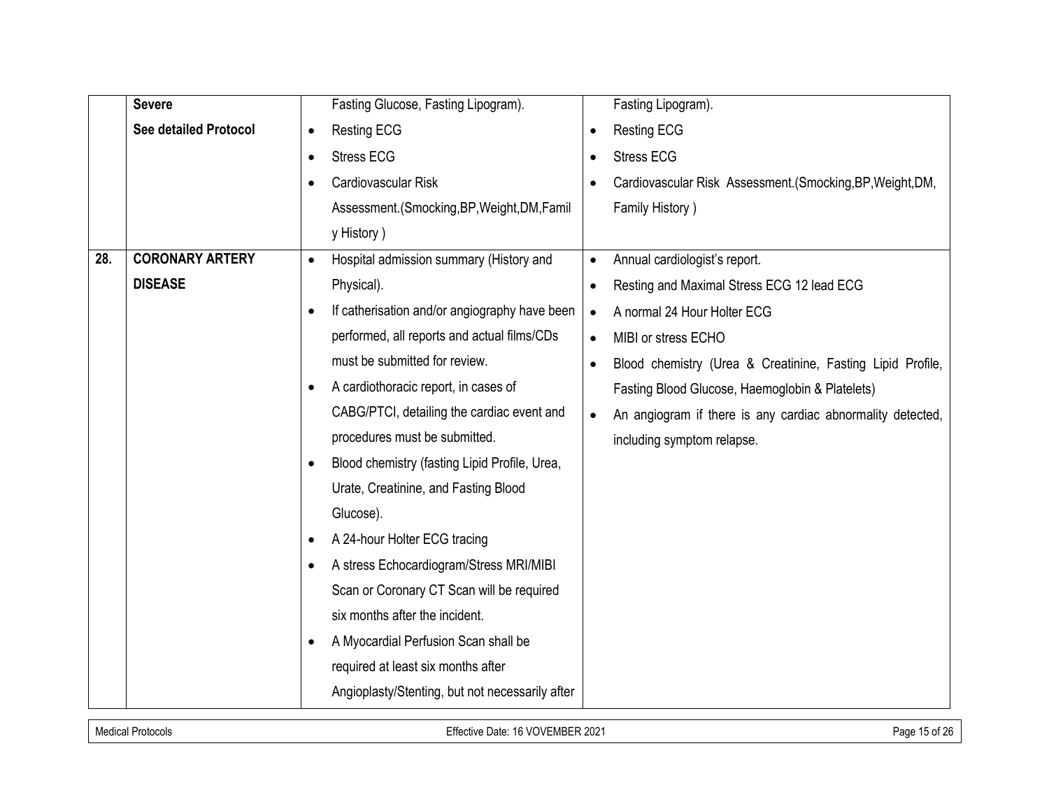| | | | |
|---|---|---|---|
| | **Severe**<br>**See detailed Protocol** | Fasting Glucose, Fasting Lipogram).<br>• Resting ECG<br>• Stress ECG<br>• Cardiovascular Risk Assessment.(Smocking,BP,Weight,DM,Family History ) | Fasting Lipogram).<br>• Resting ECG<br>• Stress ECG<br>• Cardiovascular Risk Assessment.(Smocking,BP,Weight,DM, Family History ) |
| **28.** | **CORONARY ARTERY DISEASE** | • Hospital admission summary (History and Physical).<br>• If catherisation and/or angiography have been performed, all reports and actual films/CDs must be submitted for review.<br>• A cardiothoracic report, in cases of CABG/PTCI, detailing the cardiac event and procedures must be submitted.<br>• Blood chemistry (fasting Lipid Profile, Urea, Urate, Creatinine, and Fasting Blood Glucose).<br>• A 24-hour Holter ECG tracing<br>• A stress Echocardiogram/Stress MRI/MIBI Scan or Coronary CT Scan will be required six months after the incident.<br>• A Myocardial Perfusion Scan shall be required at least six months after Angioplasty/Stenting, but not necessarily after | • Annual cardiologist's report.<br>• Resting and Maximal Stress ECG 12 lead ECG<br>• A normal 24 Hour Holter ECG<br>• MIBI or stress ECHO<br>• Blood chemistry (Urea & Creatinine, Fasting Lipid Profile, Fasting Blood Glucose, Haemoglobin & Platelets)<br>• An angiogram if there is any cardiac abnormality detected, including symptom relapse. |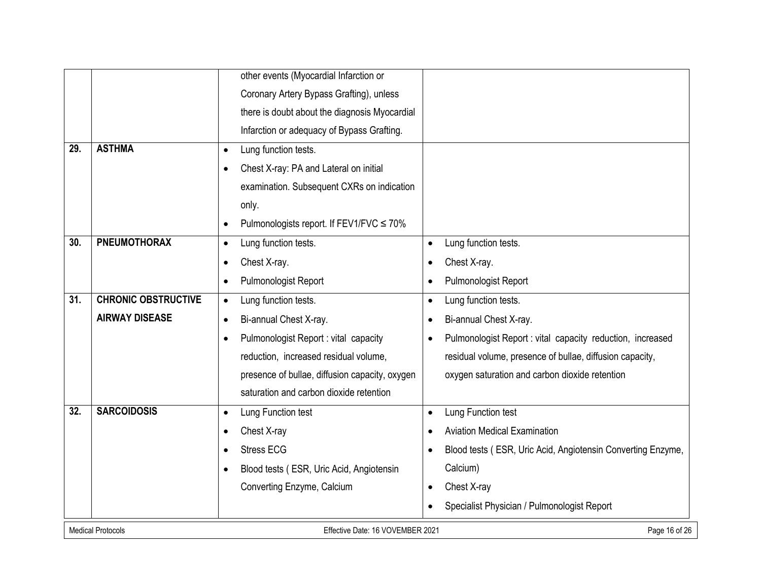| | | | |
|---|---|---|---|
| | | other events (Myocardial Infarction or Coronary Artery Bypass Grafting), unless there is doubt about the diagnosis Myocardial Infarction or adequacy of Bypass Grafting. | |
| **29.** | **ASTHMA** | • Lung function tests.<br>• Chest X-ray: PA and Lateral on initial examination. Subsequent CXRs on indication only.<br>• Pulmonologists report. If FEV1/FVC ≤ 70% | |
| **30.** | **PNEUMOTHORAX** | • Lung function tests.<br>• Chest X-ray.<br>• Pulmonologist Report | • Lung function tests.<br>• Chest X-ray.<br>• Pulmonologist Report |
| **31.** | **CHRONIC OBSTRUCTIVE AIRWAY DISEASE** | • Lung function tests.<br>• Bi-annual Chest X-ray.<br>• Pulmonologist Report : vital capacity reduction, increased residual volume, presence of bullae, diffusion capacity, oxygen saturation and carbon dioxide retention | • Lung function tests.<br>• Bi-annual Chest X-ray.<br>• Pulmonologist Report : vital capacity reduction, increased residual volume, presence of bullae, diffusion capacity, oxygen saturation and carbon dioxide retention |
| **32.** | **SARCOIDOSIS** | • Lung Function test<br>• Chest X-ray<br>• Stress ECG<br>• Blood tests ( ESR, Uric Acid, Angiotensin Converting Enzyme, Calcium | • Lung Function test<br>• Aviation Medical Examination<br>• Blood tests ( ESR, Uric Acid, Angiotensin Converting Enzyme, Calcium)<br>• Chest X-ray<br>• Specialist Physician / Pulmonologist Report |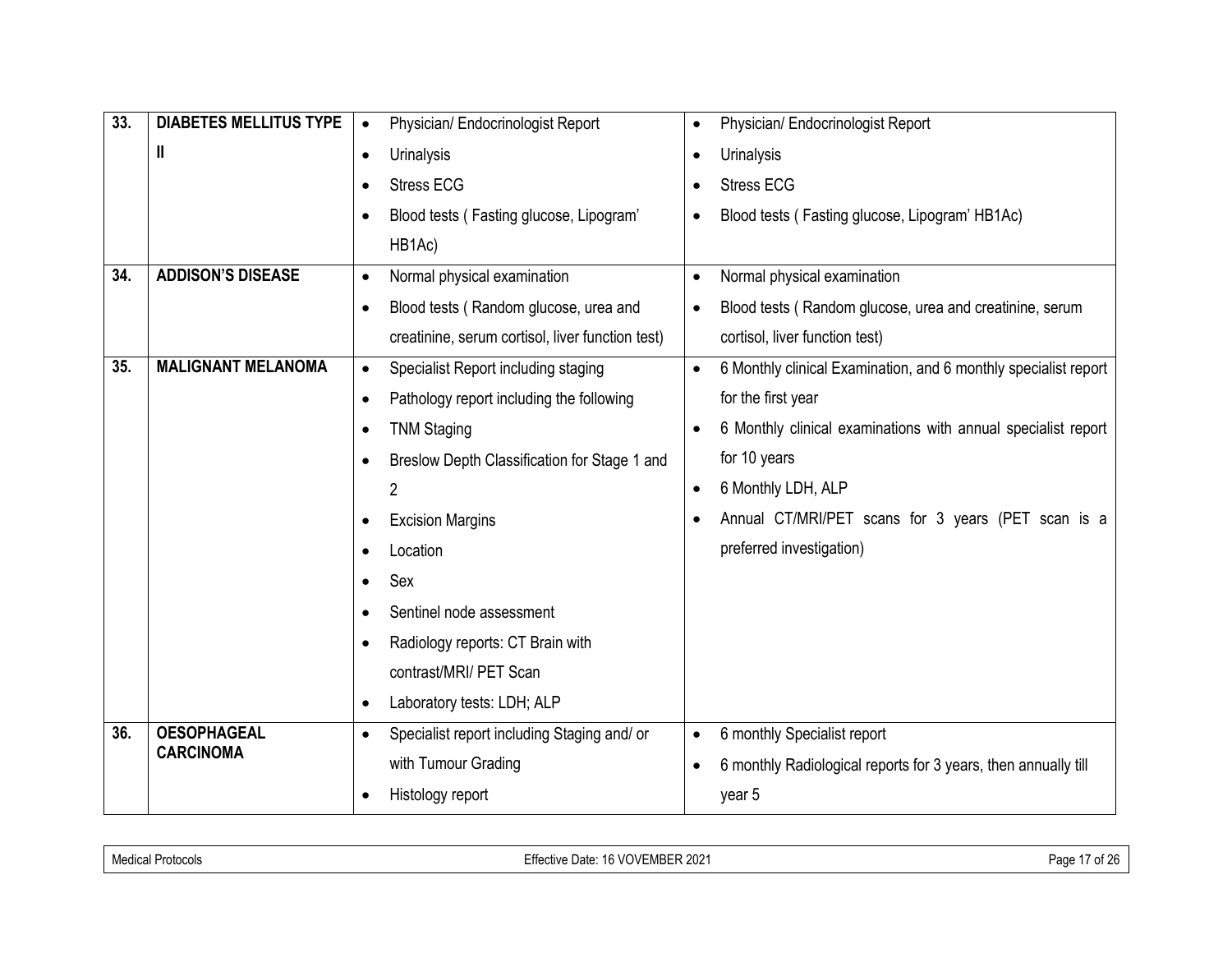| 33. | DIABETES MELLITUS TYPE II | • Physician/ Endocrinologist Report<br>• Urinalysis<br>• Stress ECG<br>• Blood tests ( Fasting glucose, Lipogram' HB1Ac) | • Physician/ Endocrinologist Report<br>• Urinalysis<br>• Stress ECG<br>• Blood tests ( Fasting glucose, Lipogram' HB1Ac) |
|---|---|---|---|
| 34. | ADDISON'S DISEASE | • Normal physical examination<br>• Blood tests ( Random glucose, urea and creatinine, serum cortisol, liver function test) | • Normal physical examination<br>• Blood tests ( Random glucose, urea and creatinine, serum cortisol, liver function test) |
| 35. | MALIGNANT MELANOMA | • Specialist Report including staging<br>• Pathology report including the following<br>• TNM Staging<br>• Breslow Depth Classification for Stage 1 and 2<br>• Excision Margins<br>• Location<br>• Sex<br>• Sentinel node assessment<br>• Radiology reports: CT Brain with contrast/MRI/ PET Scan<br>• Laboratory tests: LDH; ALP | • 6 Monthly clinical Examination, and 6 monthly specialist report for the first year<br>• 6 Monthly clinical examinations with annual specialist report for 10 years<br>• 6 Monthly LDH, ALP<br>• Annual CT/MRI/PET scans for 3 years (PET scan is a preferred investigation) |
| 36. | OESOPHAGEAL CARCINOMA | • Specialist report including Staging and/ or with Tumour Grading<br>• Histology report | • 6 monthly Specialist report<br>• 6 monthly Radiological reports for 3 years, then annually till year 5 |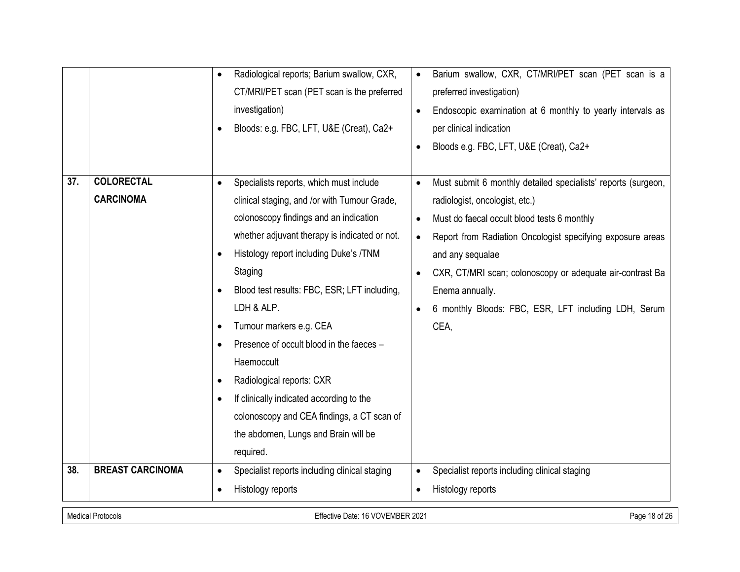|  |  |  |  |
|---|---|---|---|
|  |  | • Radiological reports; Barium swallow, CXR, CT/MRI/PET scan (PET scan is the preferred investigation)<br>• Bloods: e.g. FBC, LFT, U&E (Creat), Ca2+ | • Barium swallow, CXR, CT/MRI/PET scan (PET scan is a preferred investigation)<br>• Endoscopic examination at 6 monthly to yearly intervals as per clinical indication<br>• Bloods e.g. FBC, LFT, U&E (Creat), Ca2+ |
| **37.** | **COLORECTAL CARCINOMA** | • Specialists reports, which must include clinical staging, and /or with Tumour Grade, colonoscopy findings and an indication whether adjuvant therapy is indicated or not.<br>• Histology report including Duke's /TNM Staging<br>• Blood test results: FBC, ESR; LFT including, LDH & ALP.<br>• Tumour markers e.g. CEA<br>• Presence of occult blood in the faeces – Haemoccult<br>• Radiological reports: CXR<br>• If clinically indicated according to the colonoscopy and CEA findings, a CT scan of the abdomen, Lungs and Brain will be required. | • Must submit 6 monthly detailed specialists' reports (surgeon, radiologist, oncologist, etc.)<br>• Must do faecal occult blood tests 6 monthly<br>• Report from Radiation Oncologist specifying exposure areas and any sequalae<br>• CXR, CT/MRI scan; colonoscopy or adequate air-contrast Ba Enema annually.<br>• 6 monthly Bloods: FBC, ESR, LFT including LDH, Serum CEA, |
| **38.** | **BREAST CARCINOMA** | • Specialist reports including clinical staging<br>• Histology reports | • Specialist reports including clinical staging<br>• Histology reports |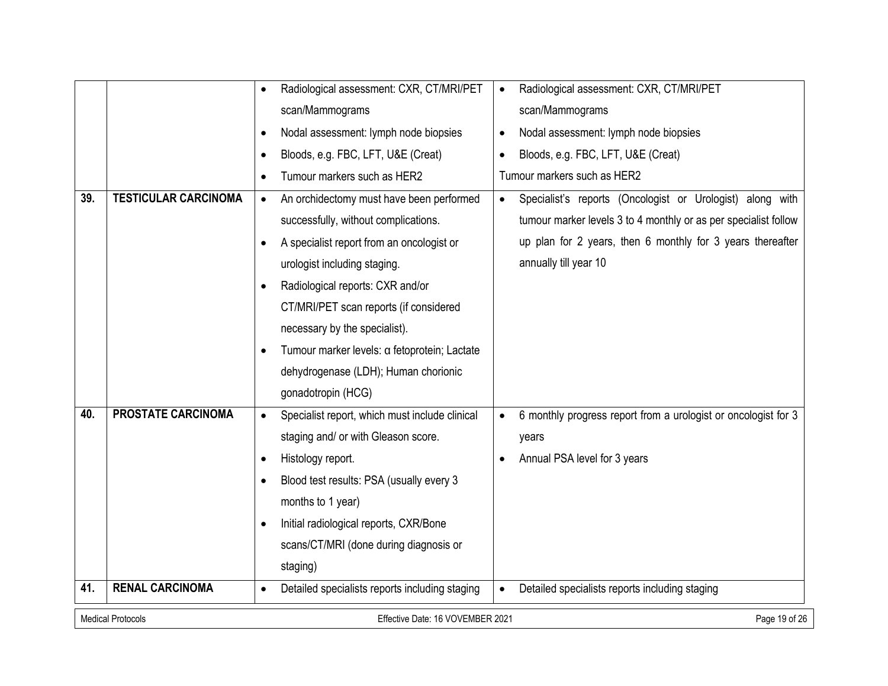|  |  |  |  |
|---|---|---|---|
|  |  | • Radiological assessment: CXR, CT/MRI/PET scan/Mammograms<br>• Nodal assessment: lymph node biopsies<br>• Bloods, e.g. FBC, LFT, U&E (Creat)<br>• Tumour markers such as HER2 | • Radiological assessment: CXR, CT/MRI/PET scan/Mammograms<br>• Nodal assessment: lymph node biopsies<br>• Bloods, e.g. FBC, LFT, U&E (Creat)<br>Tumour markers such as HER2 |
| **39.** | **TESTICULAR CARCINOMA** | • An orchidectomy must have been performed successfully, without complications.<br>• A specialist report from an oncologist or urologist including staging.<br>• Radiological reports: CXR and/or CT/MRI/PET scan reports (if considered necessary by the specialist).<br>• Tumour marker levels: α fetoprotein; Lactate dehydrogenase (LDH); Human chorionic gonadotropin (HCG) | • Specialist's reports (Oncologist or Urologist) along with tumour marker levels 3 to 4 monthly or as per specialist follow up plan for 2 years, then 6 monthly for 3 years thereafter annually till year 10 |
| **40.** | **PROSTATE CARCINOMA** | • Specialist report, which must include clinical staging and/ or with Gleason score.<br>• Histology report.<br>• Blood test results: PSA (usually every 3 months to 1 year)<br>• Initial radiological reports, CXR/Bone scans/CT/MRI (done during diagnosis or staging) | • 6 monthly progress report from a urologist or oncologist for 3 years<br>• Annual PSA level for 3 years |
| **41.** | **RENAL CARCINOMA** | • Detailed specialists reports including staging | • Detailed specialists reports including staging |

Medical Protocols Effective Date: 16 VOVEMBER 2021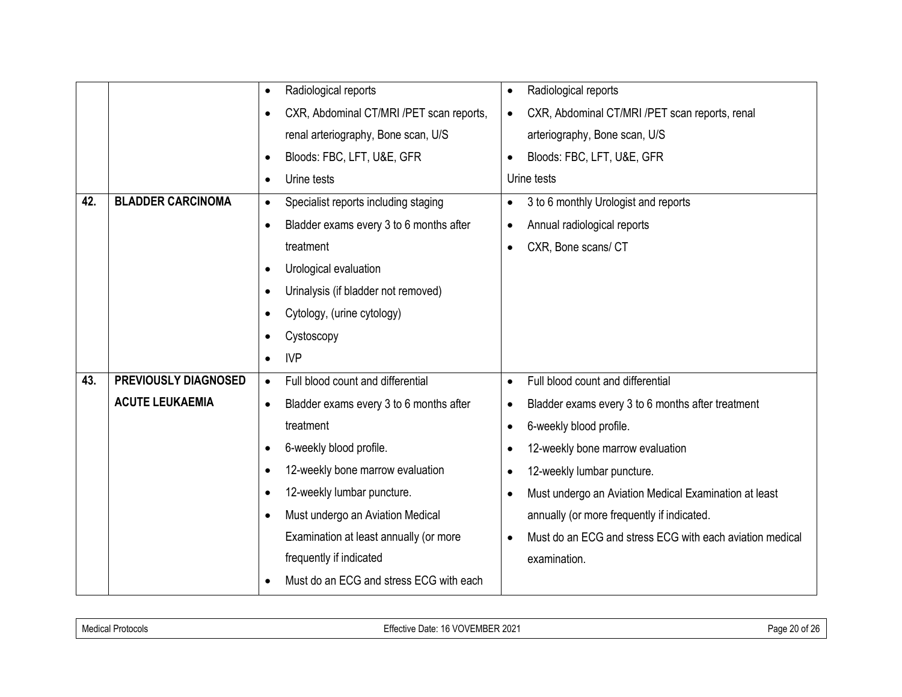| | | | |
|---|---|---|---|
| | | • Radiological reports<br>• CXR, Abdominal CT/MRI /PET scan reports, renal arteriography, Bone scan, U/S<br>• Bloods: FBC, LFT, U&E, GFR<br>• Urine tests | • Radiological reports<br>• CXR, Abdominal CT/MRI /PET scan reports, renal arteriography, Bone scan, U/S<br>• Bloods: FBC, LFT, U&E, GFR<br>Urine tests |
| **42.** | **BLADDER CARCINOMA** | • Specialist reports including staging<br>• Bladder exams every 3 to 6 months after treatment<br>• Urological evaluation<br>• Urinalysis (if bladder not removed)<br>• Cytology, (urine cytology)<br>• Cystoscopy<br>• IVP | • 3 to 6 monthly Urologist and reports<br>• Annual radiological reports<br>• CXR, Bone scans/ CT |
| **43.** | **PREVIOUSLY DIAGNOSED ACUTE LEUKAEMIA** | • Full blood count and differential<br>• Bladder exams every 3 to 6 months after treatment<br>• 6-weekly blood profile.<br>• 12-weekly bone marrow evaluation<br>• 12-weekly lumbar puncture.<br>• Must undergo an Aviation Medical Examination at least annually (or more frequently if indicated<br>• Must do an ECG and stress ECG with each | • Full blood count and differential<br>• Bladder exams every 3 to 6 months after treatment<br>• 6-weekly blood profile.<br>• 12-weekly bone marrow evaluation<br>• 12-weekly lumbar puncture.<br>• Must undergo an Aviation Medical Examination at least annually (or more frequently if indicated.<br>• Must do an ECG and stress ECG with each aviation medical examination. |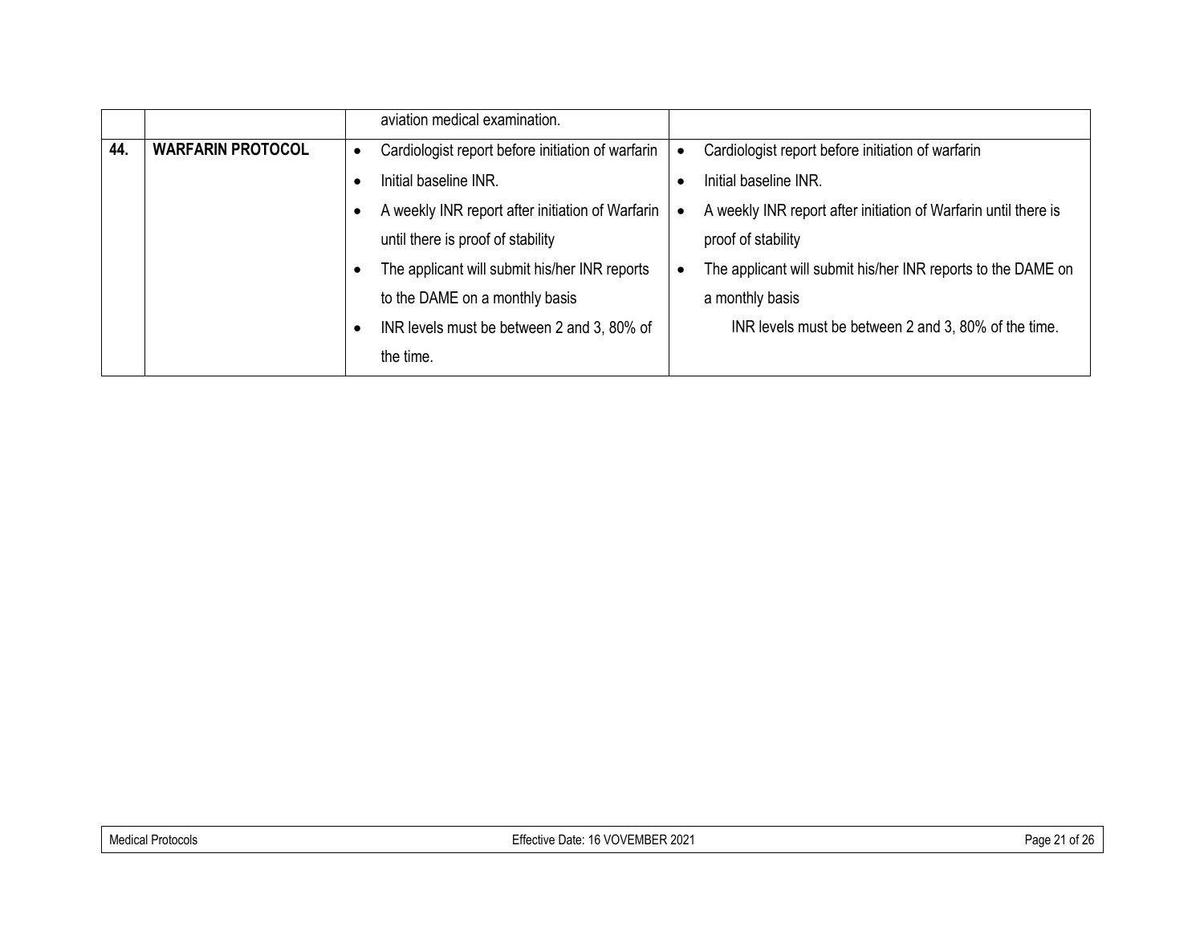| | | | |
|---|---|---|---|
| | | aviation medical examination. | |
| **44.** | **WARFARIN PROTOCOL** | • Cardiologist report before initiation of warfarin<br>• Initial baseline INR.<br>• A weekly INR report after initiation of Warfarin until there is proof of stability<br>• The applicant will submit his/her INR reports to the DAME on a monthly basis<br>• INR levels must be between 2 and 3, 80% of the time. | • Cardiologist report before initiation of warfarin<br>• Initial baseline INR.<br>• A weekly INR report after initiation of Warfarin until there is proof of stability<br>• The applicant will submit his/her INR reports to the DAME on a monthly basis<br>INR levels must be between 2 and 3, 80% of the time. |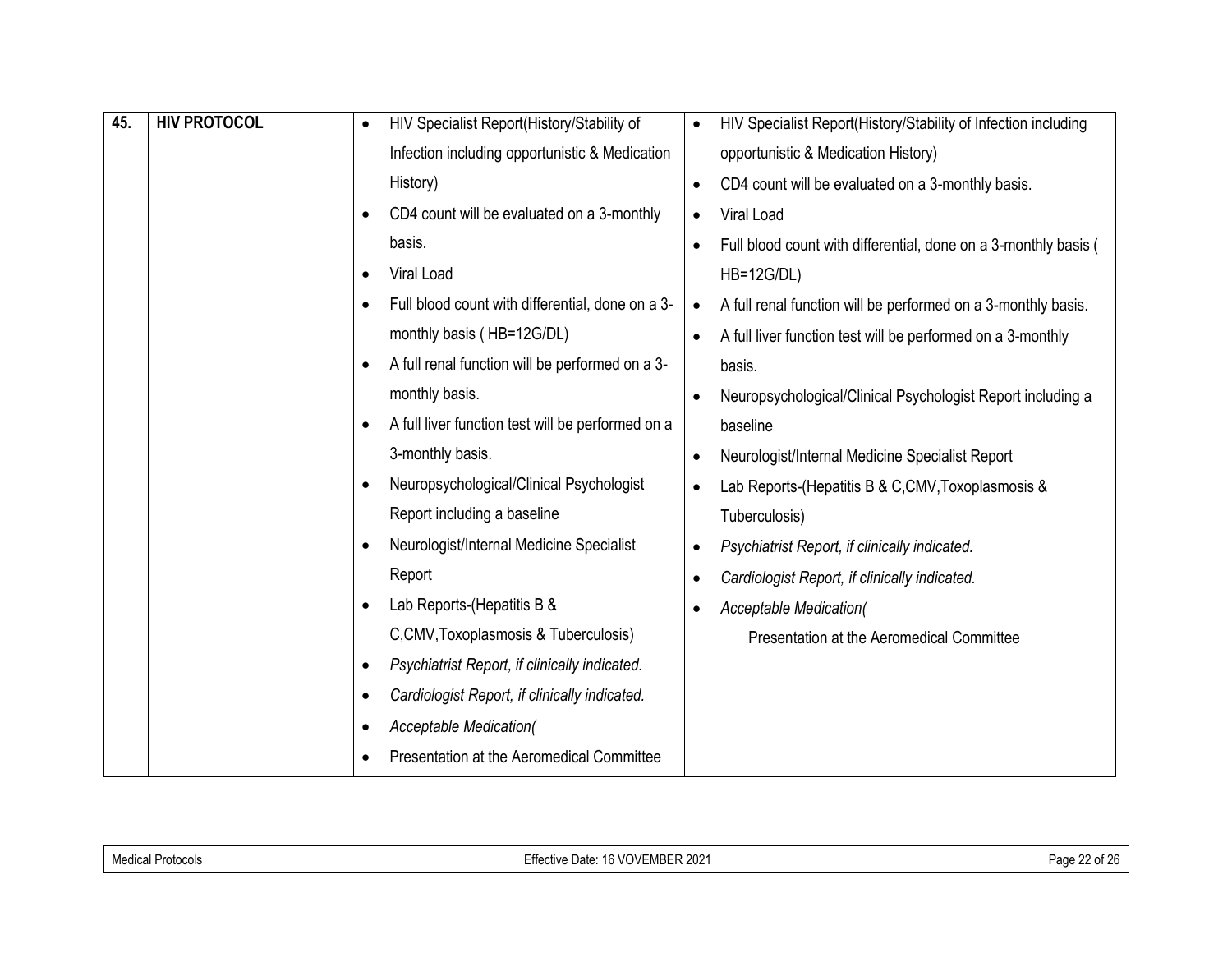| 45. | **HIV PROTOCOL** | • HIV Specialist Report(History/Stability of Infection including opportunistic & Medication History)<br>• CD4 count will be evaluated on a 3-monthly basis.<br>• Viral Load<br>• Full blood count with differential, done on a 3-monthly basis ( HB=12G/DL)<br>• A full renal function will be performed on a 3-monthly basis.<br>• A full liver function test will be performed on a 3-monthly basis.<br>• Neuropsychological/Clinical Psychologist Report including a baseline<br>• Neurologist/Internal Medicine Specialist Report<br>• Lab Reports-(Hepatitis B & C,CMV,Toxoplasmosis & Tuberculosis)<br>• *Psychiatrist Report, if clinically indicated.*<br>• *Cardiologist Report, if clinically indicated.*<br>• *Acceptable Medication(*<br>• Presentation at the Aeromedical Committee | • HIV Specialist Report(History/Stability of Infection including opportunistic & Medication History)<br>• CD4 count will be evaluated on a 3-monthly basis.<br>• Viral Load<br>• Full blood count with differential, done on a 3-monthly basis ( HB=12G/DL)<br>• A full renal function will be performed on a 3-monthly basis.<br>• A full liver function test will be performed on a 3-monthly basis.<br>• Neuropsychological/Clinical Psychologist Report including a baseline<br>• Neurologist/Internal Medicine Specialist Report<br>• Lab Reports-(Hepatitis B & C,CMV,Toxoplasmosis & Tuberculosis)<br>• *Psychiatrist Report, if clinically indicated.*<br>• *Cardiologist Report, if clinically indicated.*<br>• *Acceptable Medication(*<br>Presentation at the Aeromedical Committee |
|---|---|---|---|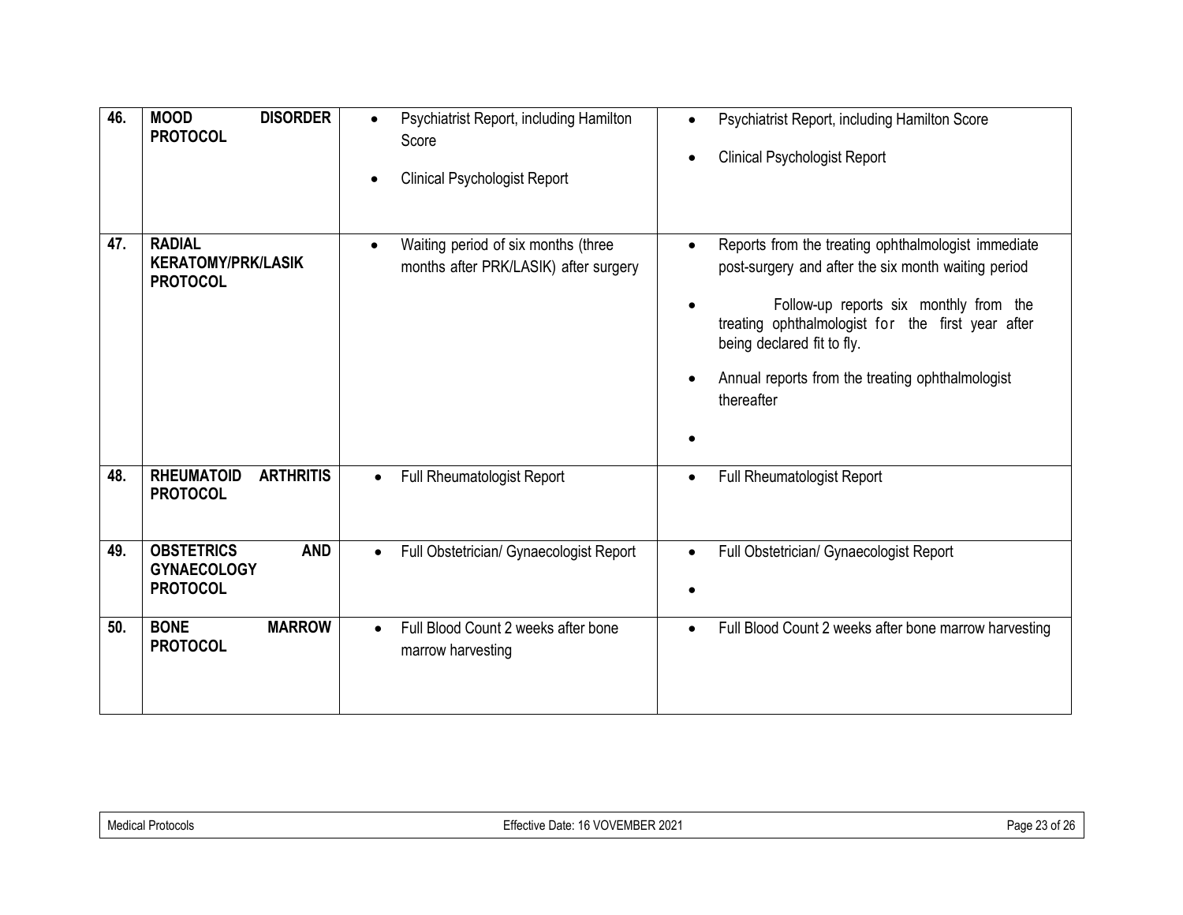| 46. | MOOD DISORDER PROTOCOL | • Psychiatrist Report, including Hamilton Score<br>• Clinical Psychologist Report | • Psychiatrist Report, including Hamilton Score<br>• Clinical Psychologist Report |
|---|---|---|---|
| 47. | RADIAL KERATOMY/PRK/LASIK PROTOCOL | • Waiting period of six months (three months after PRK/LASIK) after surgery | • Reports from the treating ophthalmologist immediate post-surgery and after the six month waiting period<br>• Follow-up reports six monthly from the treating ophthalmologist for the first year after being declared fit to fly.<br>• Annual reports from the treating ophthalmologist thereafter<br>• |
| 48. | RHEUMATOID ARTHRITIS PROTOCOL | • Full Rheumatologist Report | • Full Rheumatologist Report |
| 49. | OBSTETRICS AND GYNAECOLOGY PROTOCOL | • Full Obstetrician/ Gynaecologist Report | • Full Obstetrician/ Gynaecologist Report<br>• |
| 50. | BONE MARROW PROTOCOL | • Full Blood Count 2 weeks after bone marrow harvesting | • Full Blood Count 2 weeks after bone marrow harvesting |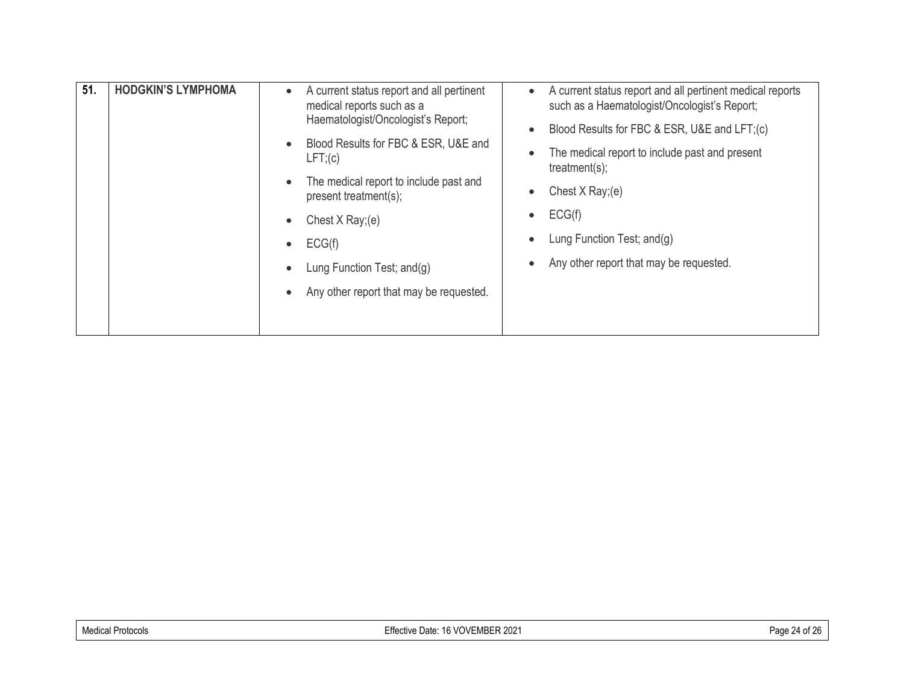| 51. | **HODGKIN'S LYMPHOMA** | • A current status report and all pertinent medical reports such as a Haematologist/Oncologist's Report;<br>• Blood Results for FBC & ESR, U&E and LFT;(c)<br>• The medical report to include past and present treatment(s);<br>• Chest X Ray;(e)<br>• ECG(f)<br>• Lung Function Test; and(g)<br>• Any other report that may be requested. | • A current status report and all pertinent medical reports such as a Haematologist/Oncologist's Report;<br>• Blood Results for FBC & ESR, U&E and LFT;(c)<br>• The medical report to include past and present treatment(s);<br>• Chest X Ray;(e)<br>• ECG(f)<br>• Lung Function Test; and(g)<br>• Any other report that may be requested. |
|---|---|---|---|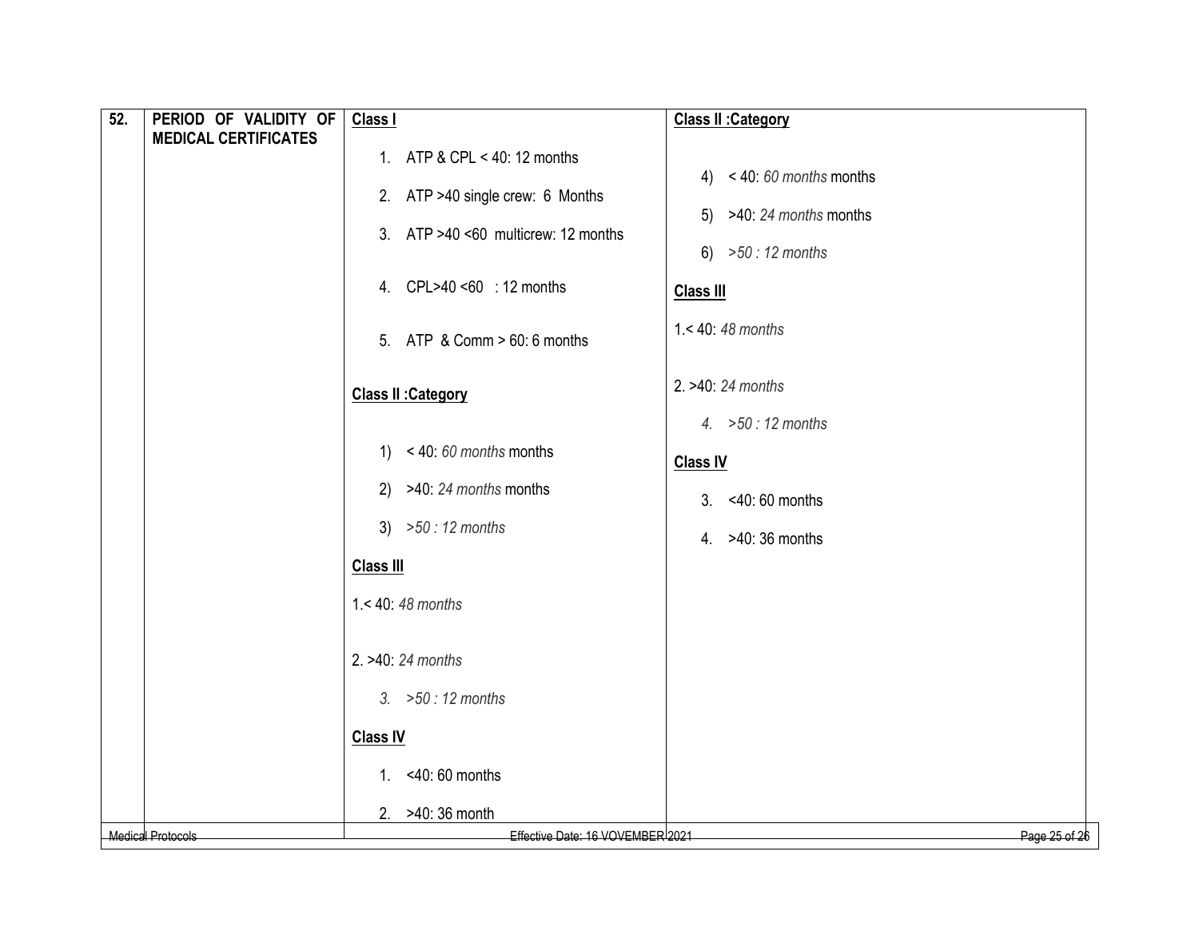| 52. | PERIOD OF VALIDITY OF MEDICAL CERTIFICATES | **Class I**<br><br>1. ATP & CPL < 40: 12 months<br>2. ATP >40 single crew: 6 Months<br>3. ATP >40 <60 multicrew: 12 months<br>4. CPL>40 <60 : 12 months<br>5. ATP & Comm > 60: 6 months<br><br>**Class II :Category**<br><br>1) < 40: *60 months* months<br>2) >40: *24 months* months<br>3) *>50 : 12 months*<br><br>**Class III**<br><br>1.< 40: *48 months*<br><br>2. >40: *24 months*<br><br>*3. >50 : 12 months*<br><br>**Class IV**<br><br>1. <40: 60 months<br>2. >40: 36 month | **Class II :Category**<br><br>4) < 40: *60 months* months<br>5) >40: *24 months* months<br>6) *>50 : 12 months*<br><br>**Class III**<br><br>1.< 40: *48 months*<br><br>2. >40: *24 months*<br><br>*4. >50 : 12 months*<br><br>**Class IV**<br><br>3. <40: 60 months<br>4. >40: 36 months |
|---|---|---|---|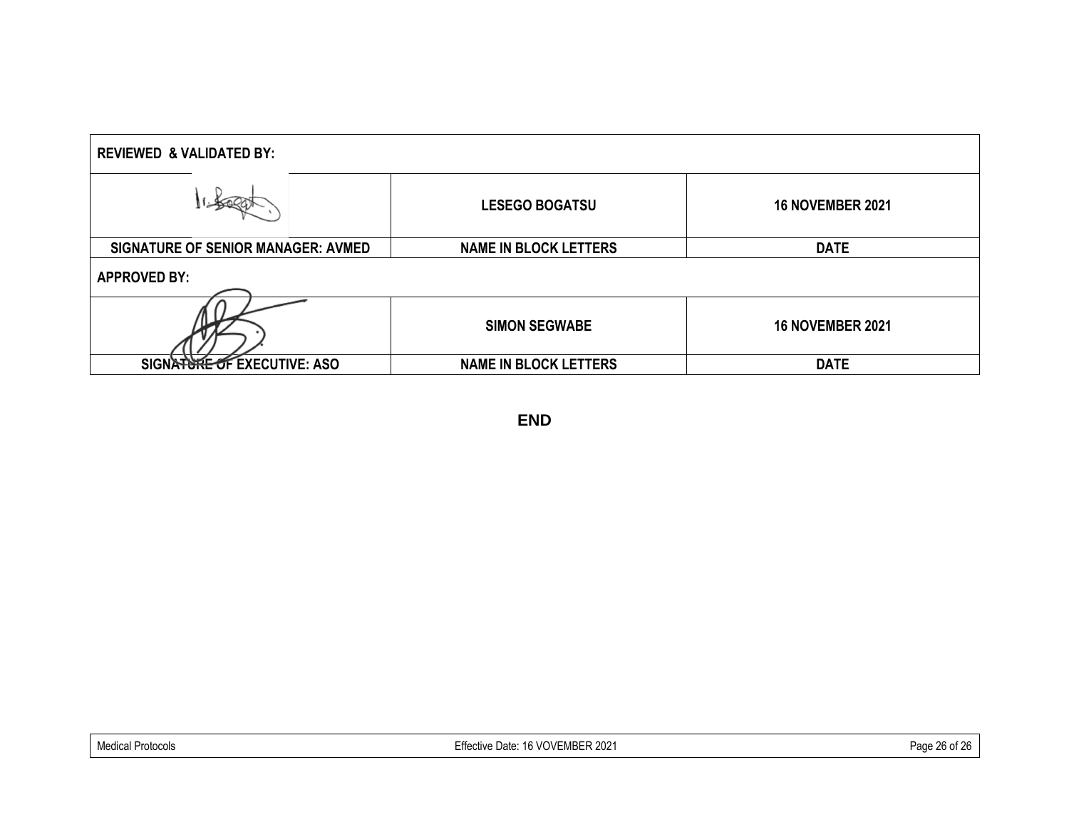| REVIEWED & VALIDATED BY: | | |
|---|---|---|
| | LESEGO BOGATSU | 16 NOVEMBER 2021 |
| SIGNATURE OF SENIOR MANAGER: AVMED | NAME IN BLOCK LETTERS | DATE |
| APPROVED BY: | | |
| | SIMON SEGWABE | 16 NOVEMBER 2021 |
| SIGNATURE OF EXECUTIVE: ASO | NAME IN BLOCK LETTERS | DATE |

**END**